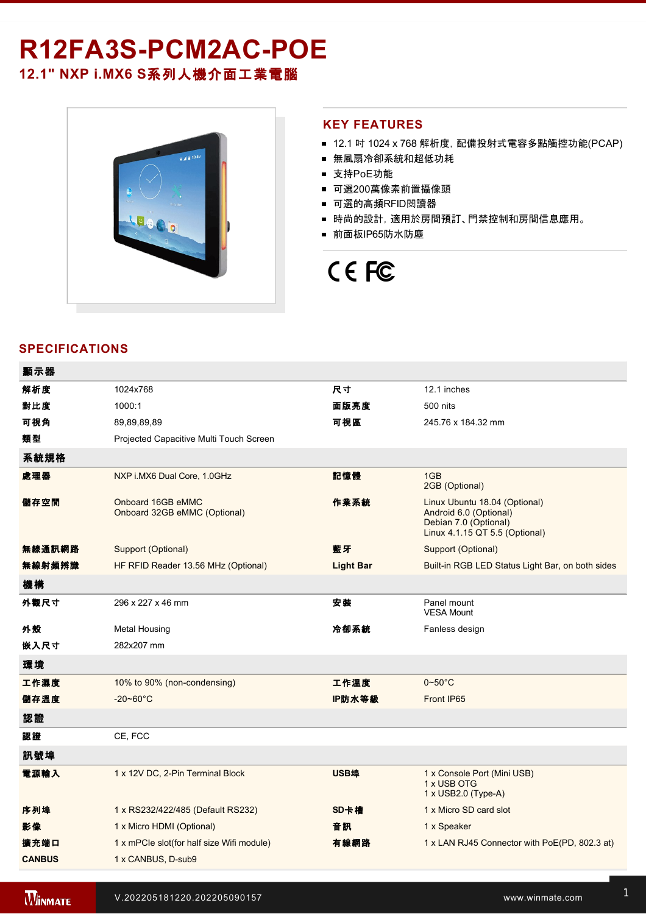# R12FA3S-PCM2AC-POE

## 12.1" NXP i.MX6 S系列人機介面工業電腦

## KEY FEATURES

- 12.1 吋 1024 x 768 解析度, 配備投射式電容多點觸控功能(PCAP)
- 無風扇冷卻系統和超低功耗
- 支持PoE功能
- 可選200萬像素前置攝像頭
- 可選的高頻RFID閱讀器
- 時尚的設計, 適用於房間預訂、門禁控制和房間信息應用。
- 前面板IP65防水防塵

## SPECIFICATIONS

| 顯示器 | | | |
|---|---|---|---|
| 解析度 | 1024x768 | 尺寸 | 12.1 inches |
| 對比度 | 1000:1 | 面版亮度 | 500 nits |
| 可視角 | 89,89,89,89 | 可視區 | 245.76 x 184.32 mm |
| 類型 | Projected Capacitive Multi Touch Screen | | |
| **系統規格** | | | |
| 處理器 | NXP i.MX6 Dual Core, 1.0GHz | 記憶體 | 1GB<br>2GB (Optional) |
| 儲存空間 | Onboard 16GB eMMC<br>Onboard 32GB eMMC (Optional) | 作業系統 | Linux Ubuntu 18.04 (Optional)<br>Android 6.0 (Optional)<br>Debian 7.0 (Optional)<br>Linux 4.1.15 QT 5.5 (Optional) |
| 無線通訊網路 | Support (Optional) | 藍牙 | Support (Optional) |
| 無線射頻辨識 | HF RFID Reader 13.56 MHz (Optional) | Light Bar | Built-in RGB LED Status Light Bar, on both sides |
| **機構** | | | |
| 外觀尺寸 | 296 x 227 x 46 mm | 安裝 | Panel mount<br>VESA Mount |
| 外殼 | Metal Housing | 冷卻系統 | Fanless design |
| 嵌入尺寸 | 282x207 mm | | |
| **環境** | | | |
| 工作濕度 | 10% to 90% (non-condensing) | 工作溫度 | 0~50°C |
| 儲存溫度 | -20~60°C | IP防水等級 | Front IP65 |
| **認證** | | | |
| 認證 | CE, FCC | | |
| **訊號埠** | | | |
| 電源輸入 | 1 x 12V DC, 2-Pin Terminal Block | USB埠 | 1 x Console Port (Mini USB)<br>1 x USB OTG<br>1 x USB2.0 (Type-A) |
| 序列埠 | 1 x RS232/422/485 (Default RS232) | SD卡槽 | 1 x Micro SD card slot |
| 影像 | 1 x Micro HDMI (Optional) | 音訊 | 1 x Speaker |
| 擴充端口 | 1 x mPCIe slot(for half size Wifi module) | 有線網路 | 1 x LAN RJ45 Connector with PoE(PD, 802.3 at) |
| CANBUS | 1 x CANBUS, D-sub9 | | |

V.202205181220.202205090157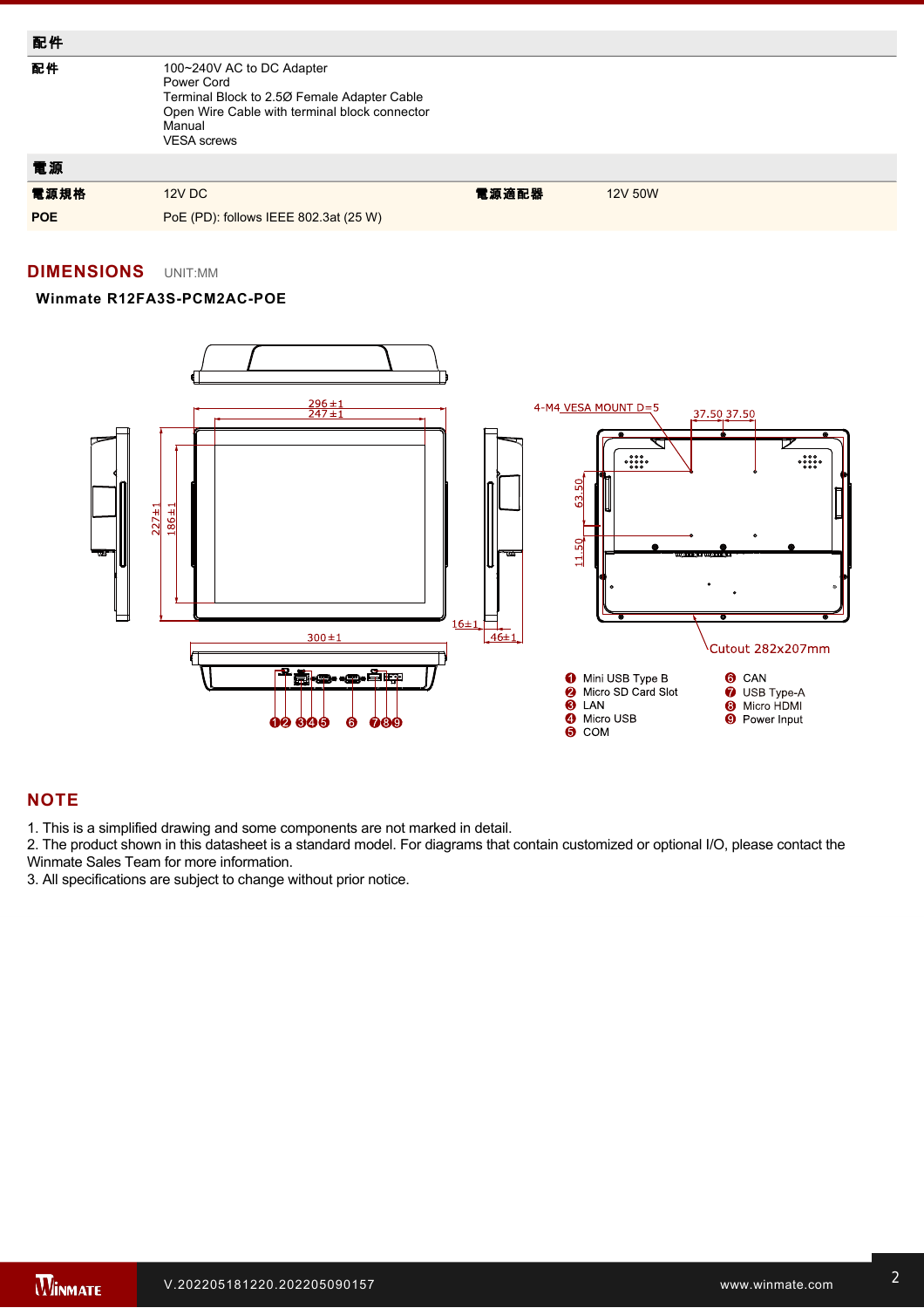## 配件

| | |
|---|---|
| 配件 | 100~240V AC to DC Adapter<br>Power Cord<br>Terminal Block to 2.5Ø Female Adapter Cable<br>Open Wire Cable with terminal block connector<br>Manual<br>VESA screws |

## 電源

| | | | |
|---|---|---|---|
| 電源規格 | 12V DC | 電源適配器 | 12V 50W |
| POE | PoE (PD): follows IEEE 802.3at (25 W) | | |

## DIMENSIONS UNIT:MM

**Winmate R12FA3S-PCM2AC-POE**

296±1
247±1
227±1
186±1
300±1
16±1
46±1
4-M4 VESA MOUNT D=5
37.50 37.50
63.50
11.50
Cutout 282x207mm

1 Mini USB Type B
2 Micro SD Card Slot
3 LAN
4 Micro USB
5 COM
6 CAN
7 USB Type-A
8 Micro HDMI
9 Power Input

## NOTE

1. This is a simplified drawing and some components are not marked in detail.
2. The product shown in this datasheet is a standard model. For diagrams that contain customized or optional I/O, please contact the Winmate Sales Team for more information.
3. All specifications are subject to change without prior notice.